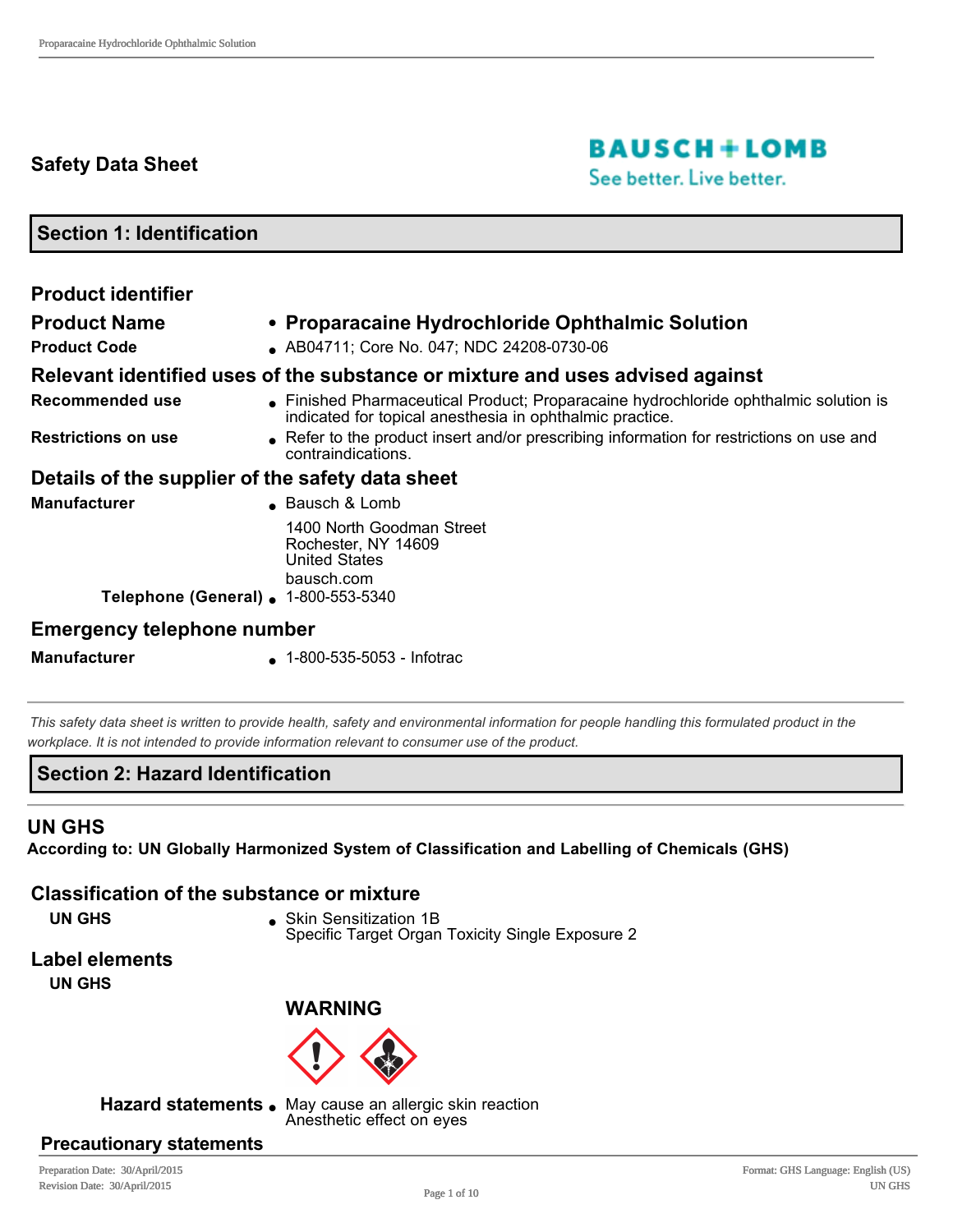# Safety Data Sheet

BAUSCH + LOMB
See better. Live better.

## Section 1: Identification

### Product identifier

| | |
|---|---|
| **Product Name** | **Proparacaine Hydrochloride Ophthalmic Solution** |
| **Product Code** | AB04711; Core No. 047; NDC 24208-0730-06 |

### Relevant identified uses of the substance or mixture and uses advised against

| | |
|---|---|
| **Recommended use** | Finished Pharmaceutical Product; Proparacaine hydrochloride ophthalmic solution is indicated for topical anesthesia in ophthalmic practice. |
| **Restrictions on use** | Refer to the product insert and/or prescribing information for restrictions on use and contraindications. |

### Details of the supplier of the safety data sheet

| | |
|---|---|
| **Manufacturer** | Bausch & Lomb<br>1400 North Goodman Street<br>Rochester, NY 14609<br>United States<br>bausch.com |
| **Telephone (General)** | 1-800-553-5340 |

### Emergency telephone number

| | |
|---|---|
| **Manufacturer** | 1-800-535-5053 - Infotrac |

*This safety data sheet is written to provide health, safety and environmental information for people handling this formulated product in the workplace. It is not intended to provide information relevant to consumer use of the product.*

## Section 2: Hazard Identification

### UN GHS

**According to: UN Globally Harmonized System of Classification and Labelling of Chemicals (GHS)**

### Classification of the substance or mixture

| | |
|---|---|
| **UN GHS** | Skin Sensitization 1B<br>Specific Target Organ Toxicity Single Exposure 2 |

### Label elements

**UN GHS**

**WARNING**

| | |
|---|---|
| **Hazard statements** | May cause an allergic skin reaction<br>Anesthetic effect on eyes |

### Precautionary statements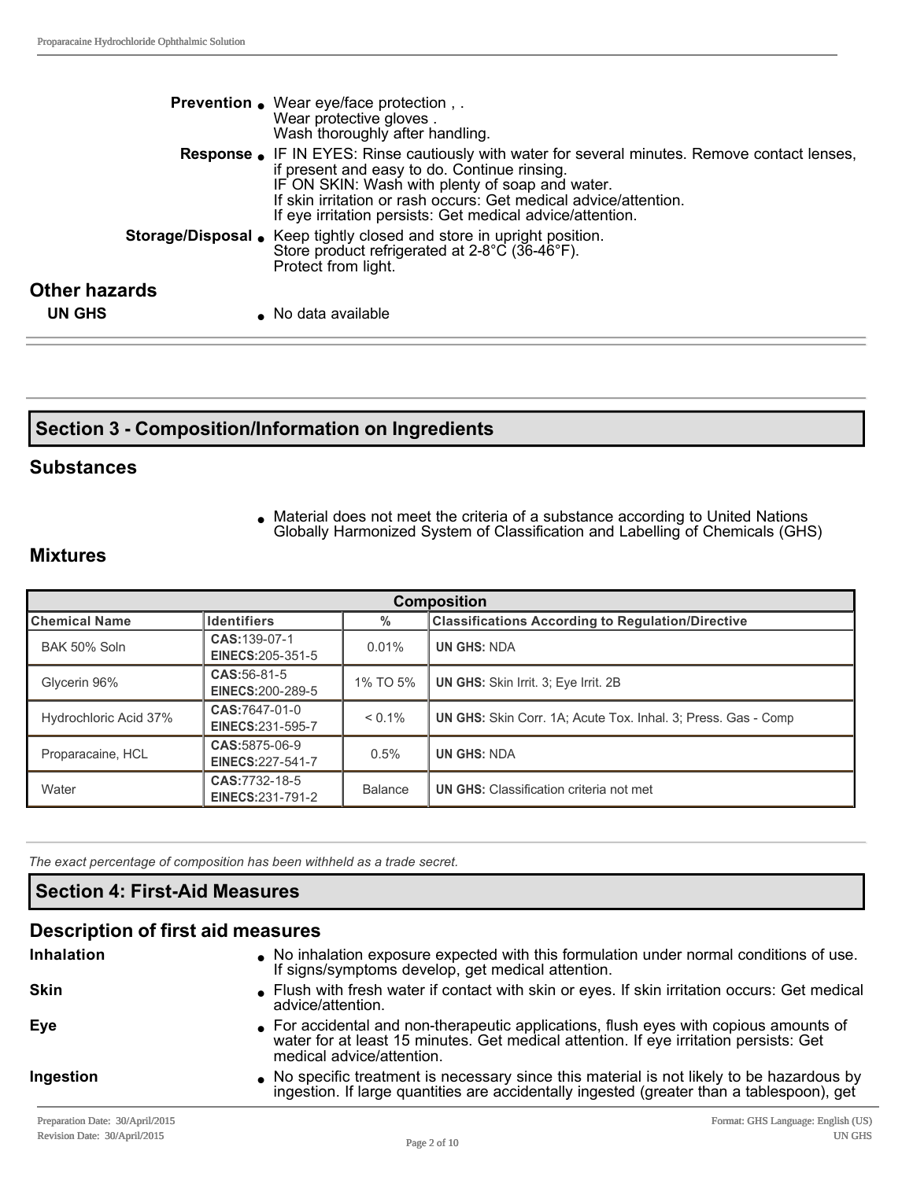**Prevention**
- Wear eye/face protection , .
  Wear protective gloves .
  Wash thoroughly after handling.

**Response**
- IF IN EYES: Rinse cautiously with water for several minutes. Remove contact lenses, if present and easy to do. Continue rinsing.
  IF ON SKIN: Wash with plenty of soap and water.
  If skin irritation or rash occurs: Get medical advice/attention.
  If eye irritation persists: Get medical advice/attention.

**Storage/Disposal**
- Keep tightly closed and store in upright position.
  Store product refrigerated at 2-8°C (36-46°F).
  Protect from light.

## Other hazards

**UN GHS**
- No data available

## Section 3 - Composition/Information on Ingredients

### Substances

- Material does not meet the criteria of a substance according to United Nations Globally Harmonized System of Classification and Labelling of Chemicals (GHS)

### Mixtures

| Composition | | | |
|---|---|---|---|
| **Chemical Name** | **Identifiers** | **%** | **Classifications According to Regulation/Directive** |
| BAK 50% Soln | **CAS:**139-07-1 **EINECS:**205-351-5 | 0.01% | **UN GHS:** NDA |
| Glycerin 96% | **CAS:**56-81-5 **EINECS:**200-289-5 | 1% TO 5% | **UN GHS:** Skin Irrit. 3; Eye Irrit. 2B |
| Hydrochloric Acid 37% | **CAS:**7647-01-0 **EINECS:**231-595-7 | < 0.1% | **UN GHS:** Skin Corr. 1A; Acute Tox. Inhal. 3; Press. Gas - Comp |
| Proparacaine, HCL | **CAS:**5875-06-9 **EINECS:**227-541-7 | 0.5% | **UN GHS:** NDA |
| Water | **CAS:**7732-18-5 **EINECS:**231-791-2 | Balance | **UN GHS:** Classification criteria not met |

*The exact percentage of composition has been withheld as a trade secret.*

## Section 4: First-Aid Measures

### Description of first aid measures

**Inhalation**
- No inhalation exposure expected with this formulation under normal conditions of use. If signs/symptoms develop, get medical attention.

**Skin**
- Flush with fresh water if contact with skin or eyes. If skin irritation occurs: Get medical advice/attention.

**Eye**
- For accidental and non-therapeutic applications, flush eyes with copious amounts of water for at least 15 minutes. Get medical attention. If eye irritation persists: Get medical advice/attention.

**Ingestion**
- No specific treatment is necessary since this material is not likely to be hazardous by ingestion. If large quantities are accidentally ingested (greater than a tablespoon), get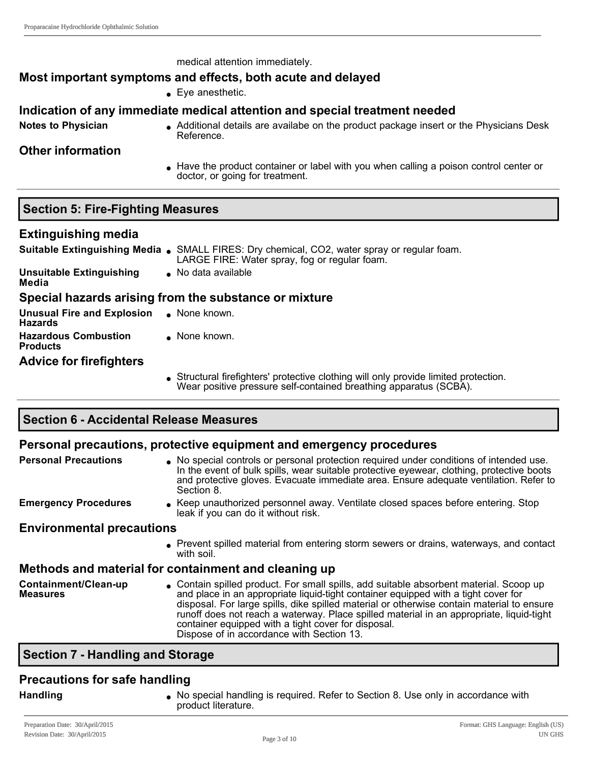medical attention immediately.

### Most important symptoms and effects, both acute and delayed

- Eye anesthetic.

### Indication of any immediate medical attention and special treatment needed

**Notes to Physician**
- Additional details are availabe on the product package insert or the Physicians Desk Reference.

### Other information

- Have the product container or label with you when calling a poison control center or doctor, or going for treatment.

## Section 5: Fire-Fighting Measures

### Extinguishing media

**Suitable Extinguishing Media**
- SMALL FIRES: Dry chemical, $CO_2$, water spray or regular foam.
  LARGE FIRE: Water spray, fog or regular foam.

**Unsuitable Extinguishing Media**
- No data available

### Special hazards arising from the substance or mixture

**Unusual Fire and Explosion Hazards**
- None known.

**Hazardous Combustion Products**
- None known.

### Advice for firefighters

- Structural firefighters' protective clothing will only provide limited protection. Wear positive pressure self-contained breathing apparatus (SCBA).

## Section 6 - Accidental Release Measures

### Personal precautions, protective equipment and emergency procedures

**Personal Precautions**
- No special controls or personal protection required under conditions of intended use. In the event of bulk spills, wear suitable protective eyewear, clothing, protective boots and protective gloves. Evacuate immediate area. Ensure adequate ventilation. Refer to Section 8.

**Emergency Procedures**
- Keep unauthorized personnel away. Ventilate closed spaces before entering. Stop leak if you can do it without risk.

### Environmental precautions

- Prevent spilled material from entering storm sewers or drains, waterways, and contact with soil.

### Methods and material for containment and cleaning up

**Containment/Clean-up Measures**
- Contain spilled product. For small spills, add suitable absorbent material. Scoop up and place in an appropriate liquid-tight container equipped with a tight cover for disposal. For large spills, dike spilled material or otherwise contain material to ensure runoff does not reach a waterway. Place spilled material in an appropriate, liquid-tight container equipped with a tight cover for disposal.
  Dispose of in accordance with Section 13.

## Section 7 - Handling and Storage

### Precautions for safe handling

**Handling**
- No special handling is required. Refer to Section 8. Use only in accordance with product literature.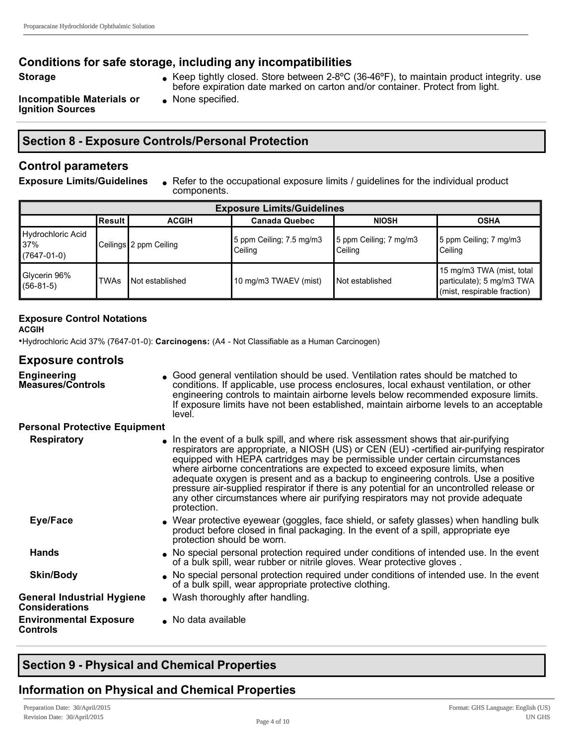## Conditions for safe storage, including any incompatibilities

**Storage**
- Keep tightly closed. Store between 2-8ºC (36-46ºF), to maintain product integrity. use before expiration date marked on carton and/or container. Protect from light.

**Incompatible Materials or Ignition Sources**
- None specified.

# Section 8 - Exposure Controls/Personal Protection

## Control parameters

**Exposure Limits/Guidelines**
- Refer to the occupational exposure limits / guidelines for the individual product components.

| Exposure Limits/Guidelines | | | | | |
|---|---|---|---|---|---|
| | **Result** | **ACGIH** | **Canada Quebec** | **NIOSH** | **OSHA** |
| Hydrochloric Acid 37% (7647-01-0) | Ceilings | 2 ppm Ceiling | 5 ppm Ceiling; 7.5 mg/m3 Ceiling | 5 ppm Ceiling; 7 mg/m3 Ceiling | 5 ppm Ceiling; 7 mg/m3 Ceiling |
| Glycerin 96% (56-81-5) | TWAs | Not established | 10 mg/m3 TWAEV (mist) | Not established | 15 mg/m3 TWA (mist, total particulate); 5 mg/m3 TWA (mist, respirable fraction) |

**Exposure Control Notations**

**ACGIH**

- Hydrochloric Acid 37% (7647-01-0): **Carcinogens:** (A4 - Not Classifiable as a Human Carcinogen)

## Exposure controls

**Engineering Measures/Controls**
- Good general ventilation should be used. Ventilation rates should be matched to conditions. If applicable, use process enclosures, local exhaust ventilation, or other engineering controls to maintain airborne levels below recommended exposure limits. If exposure limits have not been established, maintain airborne levels to an acceptable level.

**Personal Protective Equipment**

**Respiratory**
- In the event of a bulk spill, and where risk assessment shows that air-purifying respirators are appropriate, a NIOSH (US) or CEN (EU) -certified air-purifying respirator equipped with HEPA cartridges may be permissible under certain circumstances where airborne concentrations are expected to exceed exposure limits, when adequate oxygen is present and as a backup to engineering controls. Use a positive pressure air-supplied respirator if there is any potential for an uncontrolled release or any other circumstances where air purifying respirators may not provide adequate protection.

**Eye/Face**
- Wear protective eyewear (goggles, face shield, or safety glasses) when handling bulk product before closed in final packaging. In the event of a spill, appropriate eye protection should be worn.

**Hands**
- No special personal protection required under conditions of intended use. In the event of a bulk spill, wear rubber or nitrile gloves. Wear protective gloves .

**Skin/Body**
- No special personal protection required under conditions of intended use. In the event of a bulk spill, wear appropriate protective clothing.

**General Industrial Hygiene Considerations**
- Wash thoroughly after handling.

**Environmental Exposure Controls**
- No data available

# Section 9 - Physical and Chemical Properties

## Information on Physical and Chemical Properties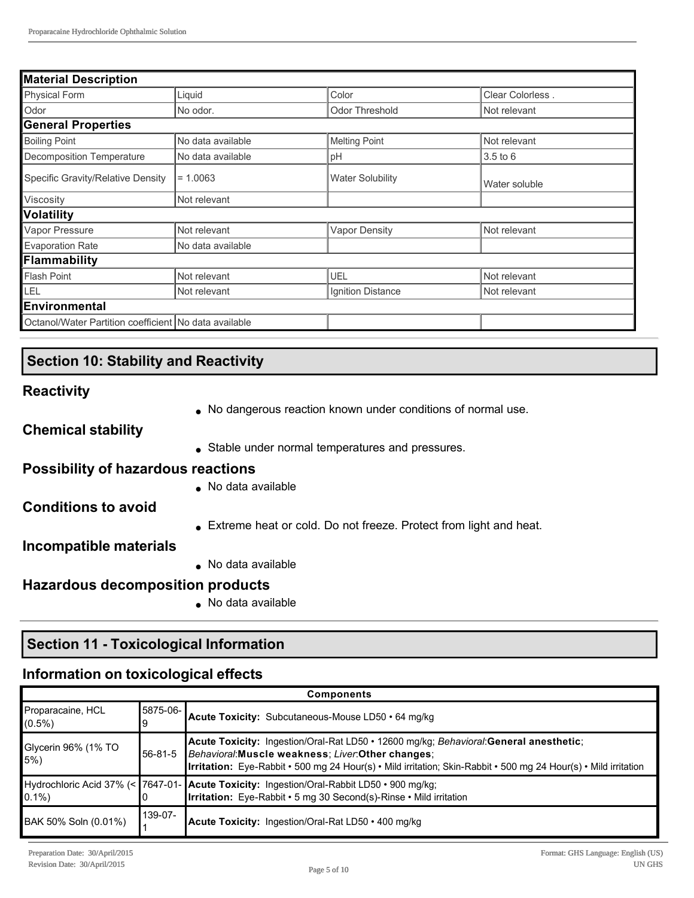| Material Description | | | |
|---|---|---|---|
| Physical Form | Liquid | Color | Clear Colorless . |
| Odor | No odor. | Odor Threshold | Not relevant |
| **General Properties** | | | |
| Boiling Point | No data available | Melting Point | Not relevant |
| Decomposition Temperature | No data available | pH | 3.5 to 6 |
| Specific Gravity/Relative Density | = 1.0063 | Water Solubility | Water soluble |
| Viscosity | Not relevant | | |
| **Volatility** | | | |
| Vapor Pressure | Not relevant | Vapor Density | Not relevant |
| Evaporation Rate | No data available | | |
| **Flammability** | | | |
| Flash Point | Not relevant | UEL | Not relevant |
| LEL | Not relevant | Ignition Distance | Not relevant |
| **Environmental** | | | |
| Octanol/Water Partition coefficient | No data available | | |

## Section 10: Stability and Reactivity

### Reactivity

- No dangerous reaction known under conditions of normal use.

### Chemical stability

- Stable under normal temperatures and pressures.

### Possibility of hazardous reactions

- No data available

### Conditions to avoid

- Extreme heat or cold. Do not freeze. Protect from light and heat.

### Incompatible materials

- No data available

### Hazardous decomposition products

- No data available

## Section 11 - Toxicological Information

### Information on toxicological effects

| Components | | |
|---|---|---|
| Proparacaine, HCL (0.5%) | 5875-06-9 | **Acute Toxicity:** Subcutaneous-Mouse LD50 • 64 mg/kg |
| Glycerin 96% (1% TO 5%) | 56-81-5 | **Acute Toxicity:** Ingestion/Oral-Rat LD50 • 12600 mg/kg; *Behavioral*:**General anesthetic**; *Behavioral*:**Muscle weakness**; *Liver*:**Other changes**; **Irritation:** Eye-Rabbit • 500 mg 24 Hour(s) • Mild irritation; Skin-Rabbit • 500 mg 24 Hour(s) • Mild irritation |
| Hydrochloric Acid 37% (< 0.1%) | 7647-01-0 | **Acute Toxicity:** Ingestion/Oral-Rabbit LD50 • 900 mg/kg; **Irritation:** Eye-Rabbit • 5 mg 30 Second(s)-Rinse • Mild irritation |
| BAK 50% Soln (0.01%) | 139-07-1 | **Acute Toxicity:** Ingestion/Oral-Rat LD50 • 400 mg/kg |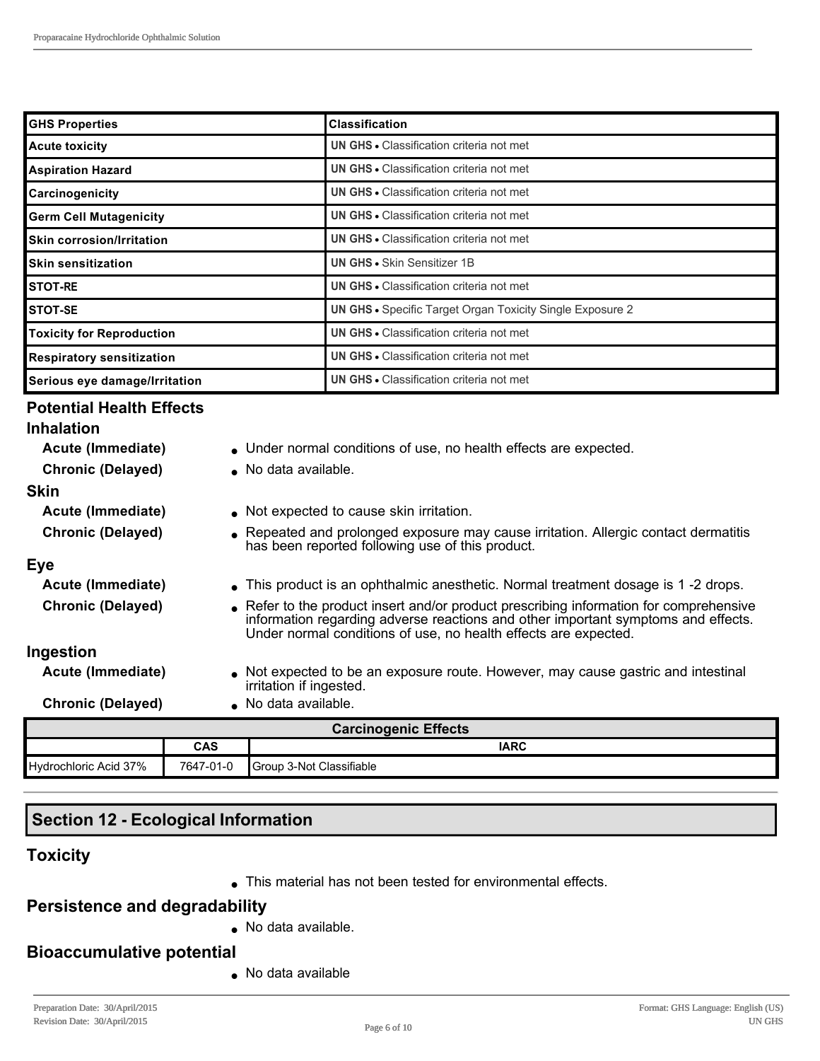| GHS Properties | Classification |
|---|---|
| Acute toxicity | **UN GHS** • Classification criteria not met |
| Aspiration Hazard | **UN GHS** • Classification criteria not met |
| Carcinogenicity | **UN GHS** • Classification criteria not met |
| Germ Cell Mutagenicity | **UN GHS** • Classification criteria not met |
| Skin corrosion/Irritation | **UN GHS** • Classification criteria not met |
| Skin sensitization | **UN GHS** • Skin Sensitizer 1B |
| STOT-RE | **UN GHS** • Classification criteria not met |
| STOT-SE | **UN GHS** • Specific Target Organ Toxicity Single Exposure 2 |
| Toxicity for Reproduction | **UN GHS** • Classification criteria not met |
| Respiratory sensitization | **UN GHS** • Classification criteria not met |
| Serious eye damage/Irritation | **UN GHS** • Classification criteria not met |

### Potential Health Effects

#### Inhalation

**Acute (Immediate)**
- Under normal conditions of use, no health effects are expected.

**Chronic (Delayed)**
- No data available.

#### Skin

**Acute (Immediate)**
- Not expected to cause skin irritation.

**Chronic (Delayed)**
- Repeated and prolonged exposure may cause irritation. Allergic contact dermatitis has been reported following use of this product.

#### Eye

**Acute (Immediate)**
- This product is an ophthalmic anesthetic. Normal treatment dosage is 1 -2 drops.

**Chronic (Delayed)**
- Refer to the product insert and/or product prescribing information for comprehensive information regarding adverse reactions and other important symptoms and effects. Under normal conditions of use, no health effects are expected.

#### Ingestion

**Acute (Immediate)**
- Not expected to be an exposure route. However, may cause gastric and intestinal irritation if ingested.

**Chronic (Delayed)**
- No data available.

| Carcinogenic Effects | | |
|---|---|---|
| | CAS | IARC |
| Hydrochloric Acid 37% | 7647-01-0 | Group 3-Not Classifiable |

## Section 12 - Ecological Information

### Toxicity

- This material has not been tested for environmental effects.

### Persistence and degradability

- No data available.

### Bioaccumulative potential

- No data available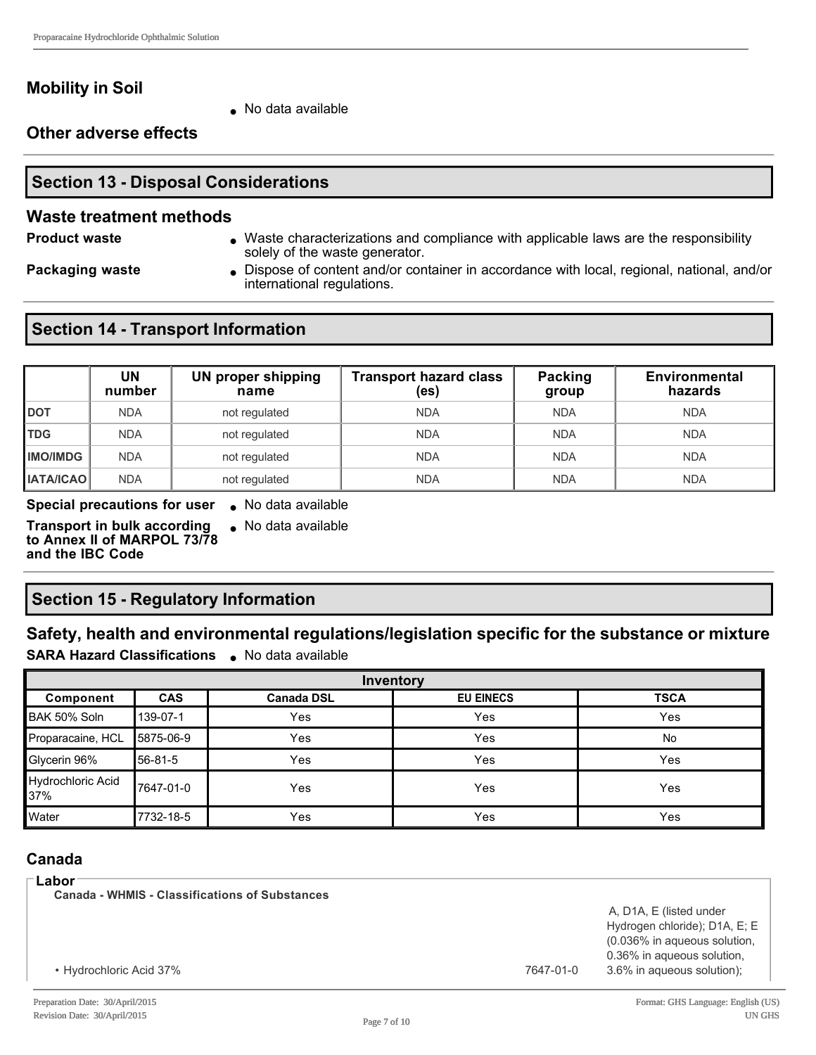## Mobility in Soil

- No data available

## Other adverse effects

## Section 13 - Disposal Considerations

### Waste treatment methods

**Product waste**
- Waste characterizations and compliance with applicable laws are the responsibility solely of the waste generator.

**Packaging waste**
- Dispose of content and/or container in accordance with local, regional, national, and/or international regulations.

## Section 14 - Transport Information

| | UN number | UN proper shipping name | Transport hazard class (es) | Packing group | Environmental hazards |
|---|---|---|---|---|---|
| DOT | NDA | not regulated | NDA | NDA | NDA |
| TDG | NDA | not regulated | NDA | NDA | NDA |
| IMO/IMDG | NDA | not regulated | NDA | NDA | NDA |
| IATA/ICAO | NDA | not regulated | NDA | NDA | NDA |

**Special precautions for user**
- No data available

**Transport in bulk according to Annex II of MARPOL 73/78 and the IBC Code**
- No data available

## Section 15 - Regulatory Information

### Safety, health and environmental regulations/legislation specific for the substance or mixture

**SARA Hazard Classifications**
- No data available

| Inventory | | | | |
|---|---|---|---|---|
| **Component** | **CAS** | **Canada DSL** | **EU EINECS** | **TSCA** |
| BAK 50% Soln | 139-07-1 | Yes | Yes | Yes |
| Proparacaine, HCL | 5875-06-9 | Yes | Yes | No |
| Glycerin 96% | 56-81-5 | Yes | Yes | Yes |
| Hydrochloric Acid 37% | 7647-01-0 | Yes | Yes | Yes |
| Water | 7732-18-5 | Yes | Yes | Yes |

### Canada

**Labor**

**Canada - WHMIS - Classifications of Substances**

| | | |
|---|---|---|
| • Hydrochloric Acid 37% | 7647-01-0 | A, D1A, E (listed under Hydrogen chloride); D1A, E; E (0.036% in aqueous solution, 0.36% in aqueous solution, 3.6% in aqueous solution); |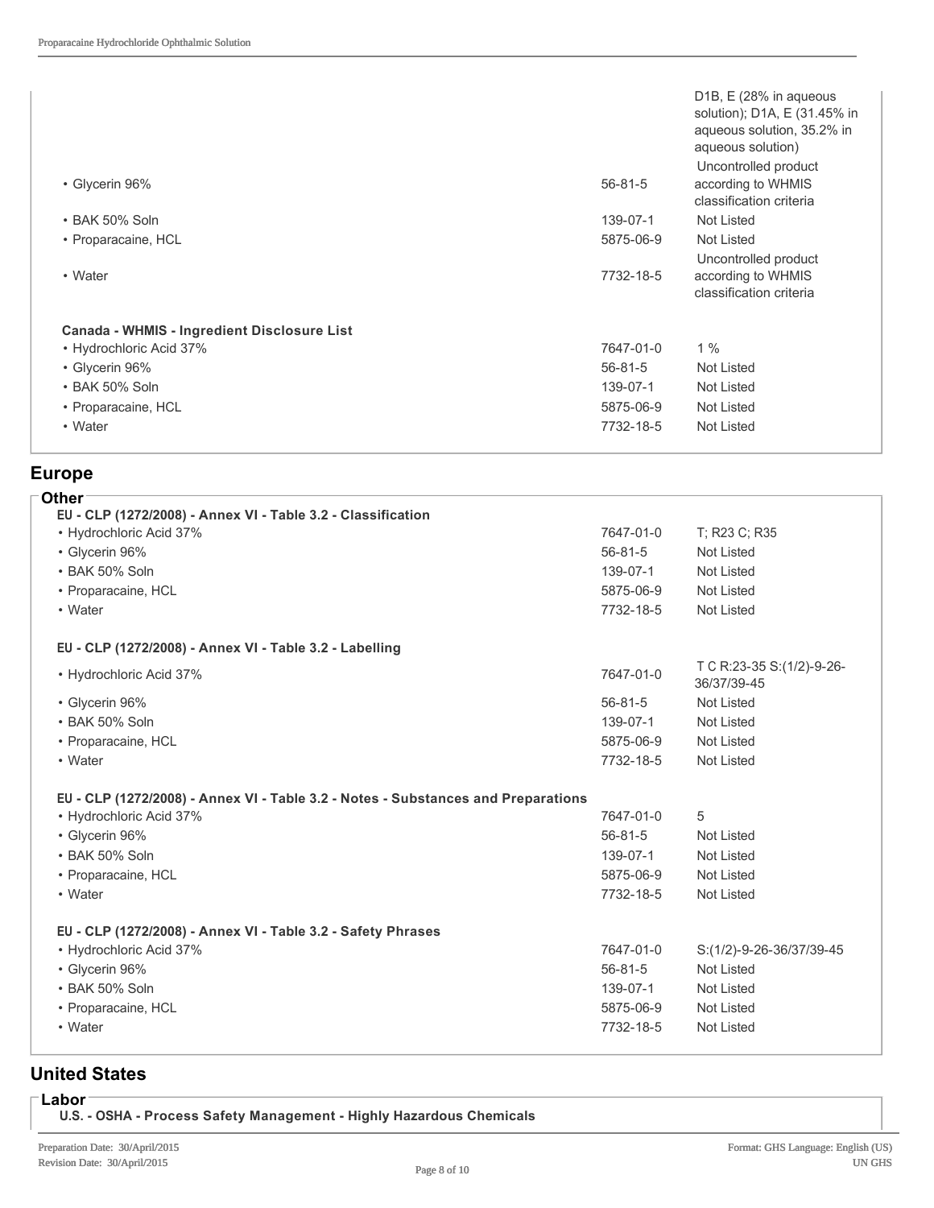| | | |
|---|---|---|
| | | D1B, E (28% in aqueous solution); D1A, E (31.45% in aqueous solution, 35.2% in aqueous solution) |
| • Glycerin 96% | 56-81-5 | Uncontrolled product according to WHMIS classification criteria |
| • BAK 50% Soln | 139-07-1 | Not Listed |
| • Proparacaine, HCL | 5875-06-9 | Not Listed |
| • Water | 7732-18-5 | Uncontrolled product according to WHMIS classification criteria |

**Canada - WHMIS - Ingredient Disclosure List**

| | | |
|---|---|---|
| • Hydrochloric Acid 37% | 7647-01-0 | 1 % |
| • Glycerin 96% | 56-81-5 | Not Listed |
| • BAK 50% Soln | 139-07-1 | Not Listed |
| • Proparacaine, HCL | 5875-06-9 | Not Listed |
| • Water | 7732-18-5 | Not Listed |

## Europe

### Other

**EU - CLP (1272/2008) - Annex VI - Table 3.2 - Classification**

| | | |
|---|---|---|
| • Hydrochloric Acid 37% | 7647-01-0 | T; R23 C; R35 |
| • Glycerin 96% | 56-81-5 | Not Listed |
| • BAK 50% Soln | 139-07-1 | Not Listed |
| • Proparacaine, HCL | 5875-06-9 | Not Listed |
| • Water | 7732-18-5 | Not Listed |

**EU - CLP (1272/2008) - Annex VI - Table 3.2 - Labelling**

| | | |
|---|---|---|
| • Hydrochloric Acid 37% | 7647-01-0 | T C R:23-35 S:(1/2)-9-26-36/37/39-45 |
| • Glycerin 96% | 56-81-5 | Not Listed |
| • BAK 50% Soln | 139-07-1 | Not Listed |
| • Proparacaine, HCL | 5875-06-9 | Not Listed |
| • Water | 7732-18-5 | Not Listed |

**EU - CLP (1272/2008) - Annex VI - Table 3.2 - Notes - Substances and Preparations**

| | | |
|---|---|---|
| • Hydrochloric Acid 37% | 7647-01-0 | 5 |
| • Glycerin 96% | 56-81-5 | Not Listed |
| • BAK 50% Soln | 139-07-1 | Not Listed |
| • Proparacaine, HCL | 5875-06-9 | Not Listed |
| • Water | 7732-18-5 | Not Listed |

**EU - CLP (1272/2008) - Annex VI - Table 3.2 - Safety Phrases**

| | | |
|---|---|---|
| • Hydrochloric Acid 37% | 7647-01-0 | S:(1/2)-9-26-36/37/39-45 |
| • Glycerin 96% | 56-81-5 | Not Listed |
| • BAK 50% Soln | 139-07-1 | Not Listed |
| • Proparacaine, HCL | 5875-06-9 | Not Listed |
| • Water | 7732-18-5 | Not Listed |

## United States

### Labor

**U.S. - OSHA - Process Safety Management - Highly Hazardous Chemicals**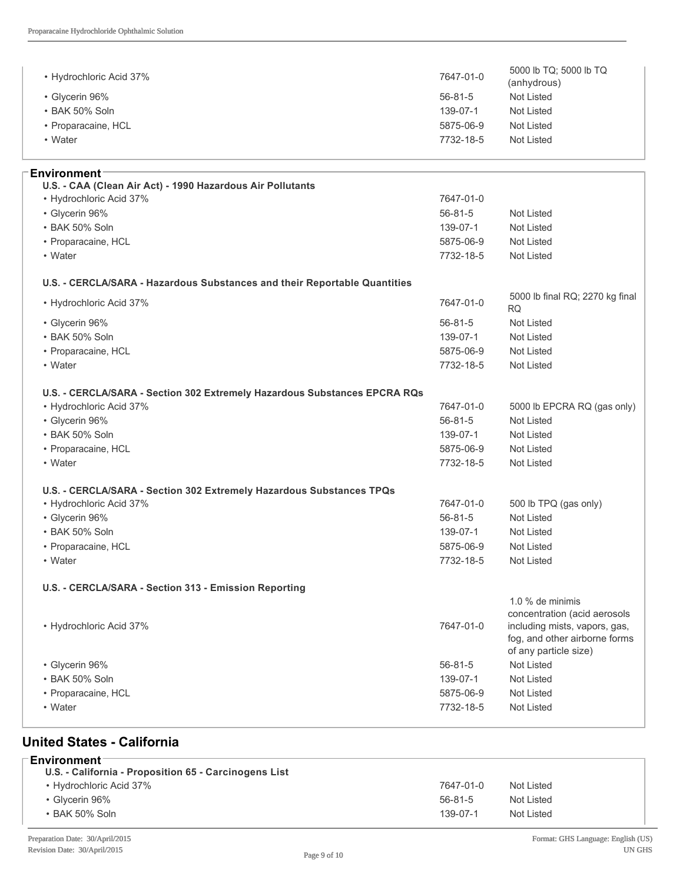| | | |
|---|---|---|
| • Hydrochloric Acid 37% | 7647-01-0 | 5000 lb TQ; 5000 lb TQ (anhydrous) |
| • Glycerin 96% | 56-81-5 | Not Listed |
| • BAK 50% Soln | 139-07-1 | Not Listed |
| • Proparacaine, HCL | 5875-06-9 | Not Listed |
| • Water | 7732-18-5 | Not Listed |

### Environment

**U.S. - CAA (Clean Air Act) - 1990 Hazardous Air Pollutants**

| | | |
|---|---|---|
| • Hydrochloric Acid 37% | 7647-01-0 | |
| • Glycerin 96% | 56-81-5 | Not Listed |
| • BAK 50% Soln | 139-07-1 | Not Listed |
| • Proparacaine, HCL | 5875-06-9 | Not Listed |
| • Water | 7732-18-5 | Not Listed |

**U.S. - CERCLA/SARA - Hazardous Substances and their Reportable Quantities**

| | | |
|---|---|---|
| • Hydrochloric Acid 37% | 7647-01-0 | 5000 lb final RQ; 2270 kg final RQ |
| • Glycerin 96% | 56-81-5 | Not Listed |
| • BAK 50% Soln | 139-07-1 | Not Listed |
| • Proparacaine, HCL | 5875-06-9 | Not Listed |
| • Water | 7732-18-5 | Not Listed |

**U.S. - CERCLA/SARA - Section 302 Extremely Hazardous Substances EPCRA RQs**

| | | |
|---|---|---|
| • Hydrochloric Acid 37% | 7647-01-0 | 5000 lb EPCRA RQ (gas only) |
| • Glycerin 96% | 56-81-5 | Not Listed |
| • BAK 50% Soln | 139-07-1 | Not Listed |
| • Proparacaine, HCL | 5875-06-9 | Not Listed |
| • Water | 7732-18-5 | Not Listed |

**U.S. - CERCLA/SARA - Section 302 Extremely Hazardous Substances TPQs**

| | | |
|---|---|---|
| • Hydrochloric Acid 37% | 7647-01-0 | 500 lb TPQ (gas only) |
| • Glycerin 96% | 56-81-5 | Not Listed |
| • BAK 50% Soln | 139-07-1 | Not Listed |
| • Proparacaine, HCL | 5875-06-9 | Not Listed |
| • Water | 7732-18-5 | Not Listed |

**U.S. - CERCLA/SARA - Section 313 - Emission Reporting**

| | | |
|---|---|---|
| • Hydrochloric Acid 37% | 7647-01-0 | 1.0 % de minimis concentration (acid aerosols including mists, vapors, gas, fog, and other airborne forms of any particle size) |
| • Glycerin 96% | 56-81-5 | Not Listed |
| • BAK 50% Soln | 139-07-1 | Not Listed |
| • Proparacaine, HCL | 5875-06-9 | Not Listed |
| • Water | 7732-18-5 | Not Listed |

## United States - California

### Environment

**U.S. - California - Proposition 65 - Carcinogens List**

| | | |
|---|---|---|
| • Hydrochloric Acid 37% | 7647-01-0 | Not Listed |
| • Glycerin 96% | 56-81-5 | Not Listed |
| • BAK 50% Soln | 139-07-1 | Not Listed |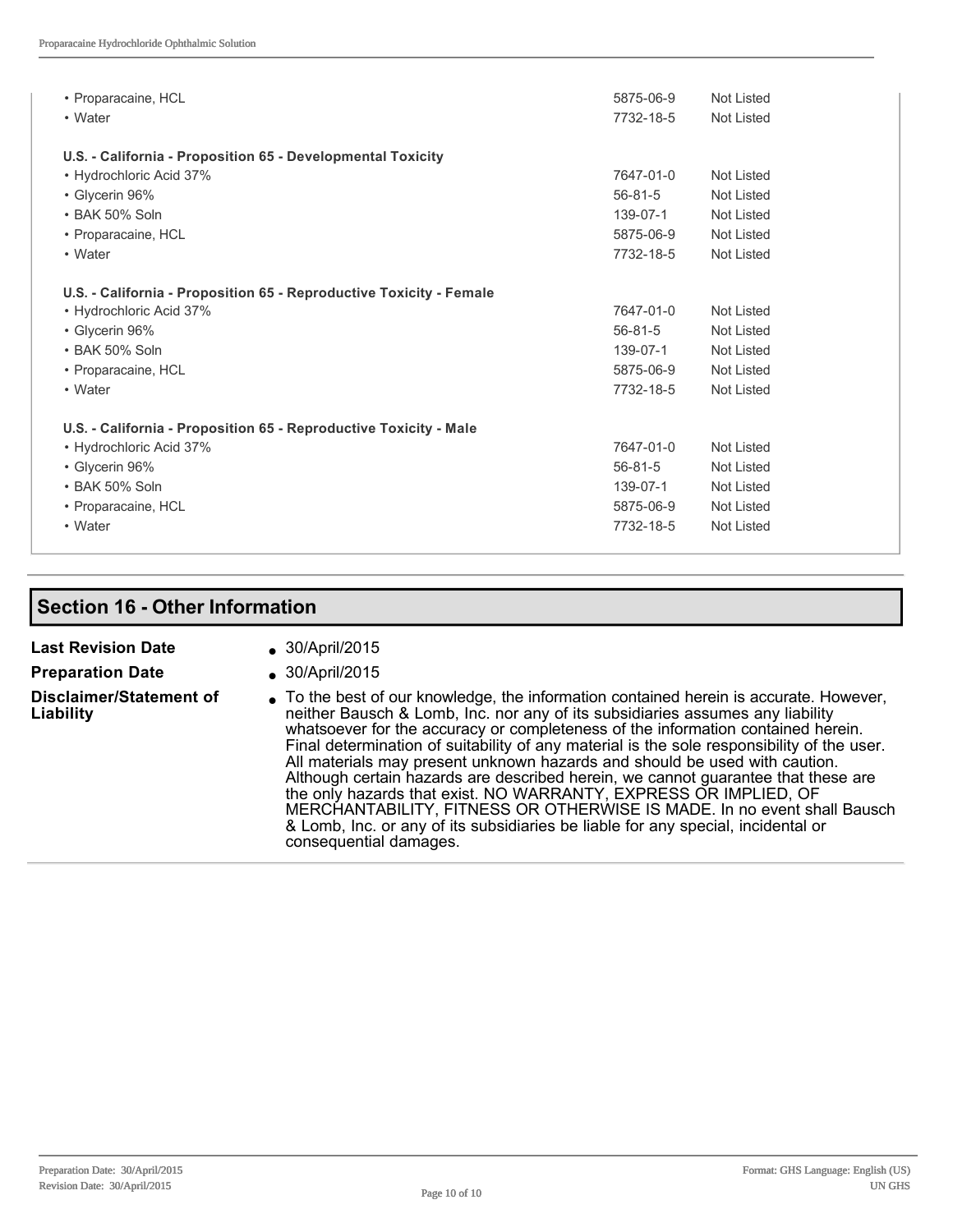| | | |
|---|---|---|
| • Proparacaine, HCL | 5875-06-9 | Not Listed |
| • Water | 7732-18-5 | Not Listed |

**U.S. - California - Proposition 65 - Developmental Toxicity**

| | | |
|---|---|---|
| • Hydrochloric Acid 37% | 7647-01-0 | Not Listed |
| • Glycerin 96% | 56-81-5 | Not Listed |
| • BAK 50% Soln | 139-07-1 | Not Listed |
| • Proparacaine, HCL | 5875-06-9 | Not Listed |
| • Water | 7732-18-5 | Not Listed |

**U.S. - California - Proposition 65 - Reproductive Toxicity - Female**

| | | |
|---|---|---|
| • Hydrochloric Acid 37% | 7647-01-0 | Not Listed |
| • Glycerin 96% | 56-81-5 | Not Listed |
| • BAK 50% Soln | 139-07-1 | Not Listed |
| • Proparacaine, HCL | 5875-06-9 | Not Listed |
| • Water | 7732-18-5 | Not Listed |

**U.S. - California - Proposition 65 - Reproductive Toxicity - Male**

| | | |
|---|---|---|
| • Hydrochloric Acid 37% | 7647-01-0 | Not Listed |
| • Glycerin 96% | 56-81-5 | Not Listed |
| • BAK 50% Soln | 139-07-1 | Not Listed |
| • Proparacaine, HCL | 5875-06-9 | Not Listed |
| • Water | 7732-18-5 | Not Listed |

## Section 16 - Other Information

**Last Revision Date**
- 30/April/2015

**Preparation Date**
- 30/April/2015

**Disclaimer/Statement of Liability**
- To the best of our knowledge, the information contained herein is accurate. However, neither Bausch & Lomb, Inc. nor any of its subsidiaries assumes any liability whatsoever for the accuracy or completeness of the information contained herein. Final determination of suitability of any material is the sole responsibility of the user. All materials may present unknown hazards and should be used with caution. Although certain hazards are described herein, we cannot guarantee that these are the only hazards that exist. NO WARRANTY, EXPRESS OR IMPLIED, OF MERCHANTABILITY, FITNESS OR OTHERWISE IS MADE. In no event shall Bausch & Lomb, Inc. or any of its subsidiaries be liable for any special, incidental or consequential damages.